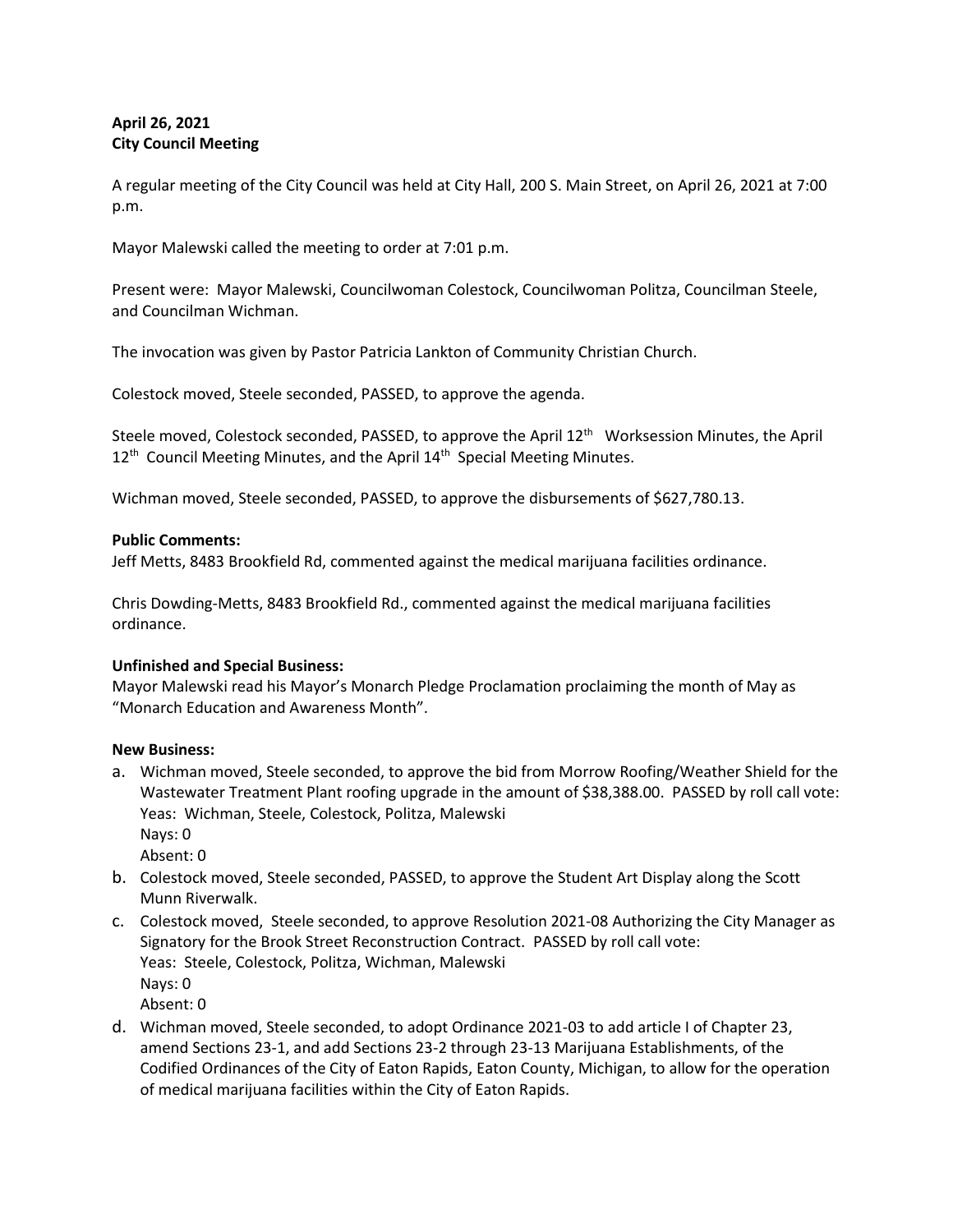**April 26, 2021**
**City Council Meeting**

A regular meeting of the City Council was held at City Hall, 200 S. Main Street, on April 26, 2021 at 7:00 p.m.

Mayor Malewski called the meeting to order at 7:01 p.m.

Present were: Mayor Malewski, Councilwoman Colestock, Councilwoman Politza, Councilman Steele, and Councilman Wichman.

The invocation was given by Pastor Patricia Lankton of Community Christian Church.

Colestock moved, Steele seconded, PASSED, to approve the agenda.

Steele moved, Colestock seconded, PASSED, to approve the April 12th Worksession Minutes, the April 12th Council Meeting Minutes, and the April 14th Special Meeting Minutes.

Wichman moved, Steele seconded, PASSED, to approve the disbursements of $627,780.13.

**Public Comments:**
Jeff Metts, 8483 Brookfield Rd, commented against the medical marijuana facilities ordinance.

Chris Dowding-Metts, 8483 Brookfield Rd., commented against the medical marijuana facilities ordinance.

**Unfinished and Special Business:**
Mayor Malewski read his Mayor's Monarch Pledge Proclamation proclaiming the month of May as "Monarch Education and Awareness Month".

**New Business:**

a. Wichman moved, Steele seconded, to approve the bid from Morrow Roofing/Weather Shield for the Wastewater Treatment Plant roofing upgrade in the amount of $38,388.00. PASSED by roll call vote:
   Yeas: Wichman, Steele, Colestock, Politza, Malewski
   Nays: 0
   Absent: 0
b. Colestock moved, Steele seconded, PASSED, to approve the Student Art Display along the Scott Munn Riverwalk.
c. Colestock moved, Steele seconded, to approve Resolution 2021-08 Authorizing the City Manager as Signatory for the Brook Street Reconstruction Contract. PASSED by roll call vote:
   Yeas: Steele, Colestock, Politza, Wichman, Malewski
   Nays: 0
   Absent: 0
d. Wichman moved, Steele seconded, to adopt Ordinance 2021-03 to add article I of Chapter 23, amend Sections 23-1, and add Sections 23-2 through 23-13 Marijuana Establishments, of the Codified Ordinances of the City of Eaton Rapids, Eaton County, Michigan, to allow for the operation of medical marijuana facilities within the City of Eaton Rapids.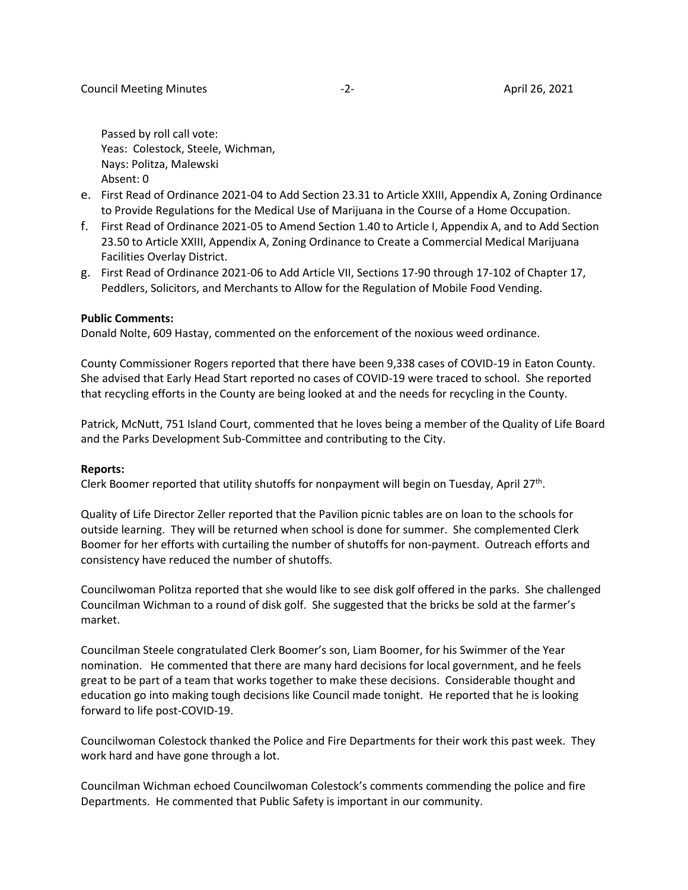Passed by roll call vote:
Yeas: Colestock, Steele, Wichman,
Nays: Politza, Malewski
Absent: 0

e. First Read of Ordinance 2021-04 to Add Section 23.31 to Article XXIII, Appendix A, Zoning Ordinance to Provide Regulations for the Medical Use of Marijuana in the Course of a Home Occupation.
f. First Read of Ordinance 2021-05 to Amend Section 1.40 to Article I, Appendix A, and to Add Section 23.50 to Article XXIII, Appendix A, Zoning Ordinance to Create a Commercial Medical Marijuana Facilities Overlay District.
g. First Read of Ordinance 2021-06 to Add Article VII, Sections 17-90 through 17-102 of Chapter 17, Peddlers, Solicitors, and Merchants to Allow for the Regulation of Mobile Food Vending.

**Public Comments:**
Donald Nolte, 609 Hastay, commented on the enforcement of the noxious weed ordinance.

County Commissioner Rogers reported that there have been 9,338 cases of COVID-19 in Eaton County. She advised that Early Head Start reported no cases of COVID-19 were traced to school. She reported that recycling efforts in the County are being looked at and the needs for recycling in the County.

Patrick, McNutt, 751 Island Court, commented that he loves being a member of the Quality of Life Board and the Parks Development Sub-Committee and contributing to the City.

**Reports:**
Clerk Boomer reported that utility shutoffs for nonpayment will begin on Tuesday, April 27th.

Quality of Life Director Zeller reported that the Pavilion picnic tables are on loan to the schools for outside learning. They will be returned when school is done for summer. She complemented Clerk Boomer for her efforts with curtailing the number of shutoffs for non-payment. Outreach efforts and consistency have reduced the number of shutoffs.

Councilwoman Politza reported that she would like to see disk golf offered in the parks. She challenged Councilman Wichman to a round of disk golf. She suggested that the bricks be sold at the farmer's market.

Councilman Steele congratulated Clerk Boomer's son, Liam Boomer, for his Swimmer of the Year nomination. He commented that there are many hard decisions for local government, and he feels great to be part of a team that works together to make these decisions. Considerable thought and education go into making tough decisions like Council made tonight. He reported that he is looking forward to life post-COVID-19.

Councilwoman Colestock thanked the Police and Fire Departments for their work this past week. They work hard and have gone through a lot.

Councilman Wichman echoed Councilwoman Colestock's comments commending the police and fire Departments. He commented that Public Safety is important in our community.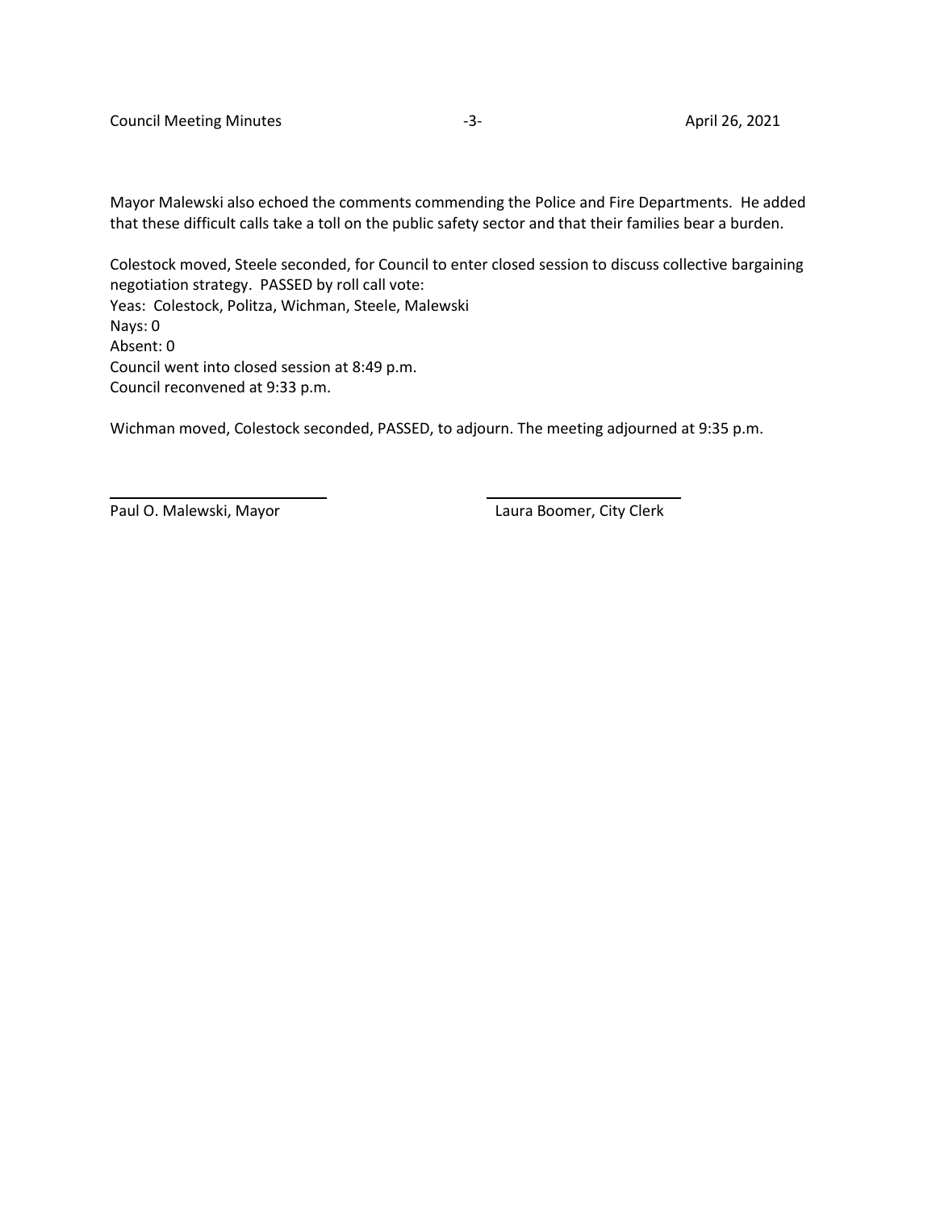Mayor Malewski also echoed the comments commending the Police and Fire Departments. He added that these difficult calls take a toll on the public safety sector and that their families bear a burden.

Colestock moved, Steele seconded, for Council to enter closed session to discuss collective bargaining negotiation strategy. PASSED by roll call vote:
Yeas: Colestock, Politza, Wichman, Steele, Malewski
Nays: 0
Absent: 0
Council went into closed session at 8:49 p.m.
Council reconvened at 9:33 p.m.

Wichman moved, Colestock seconded, PASSED, to adjourn. The meeting adjourned at 9:35 p.m.

Paul O. Malewski, Mayor

Laura Boomer, City Clerk